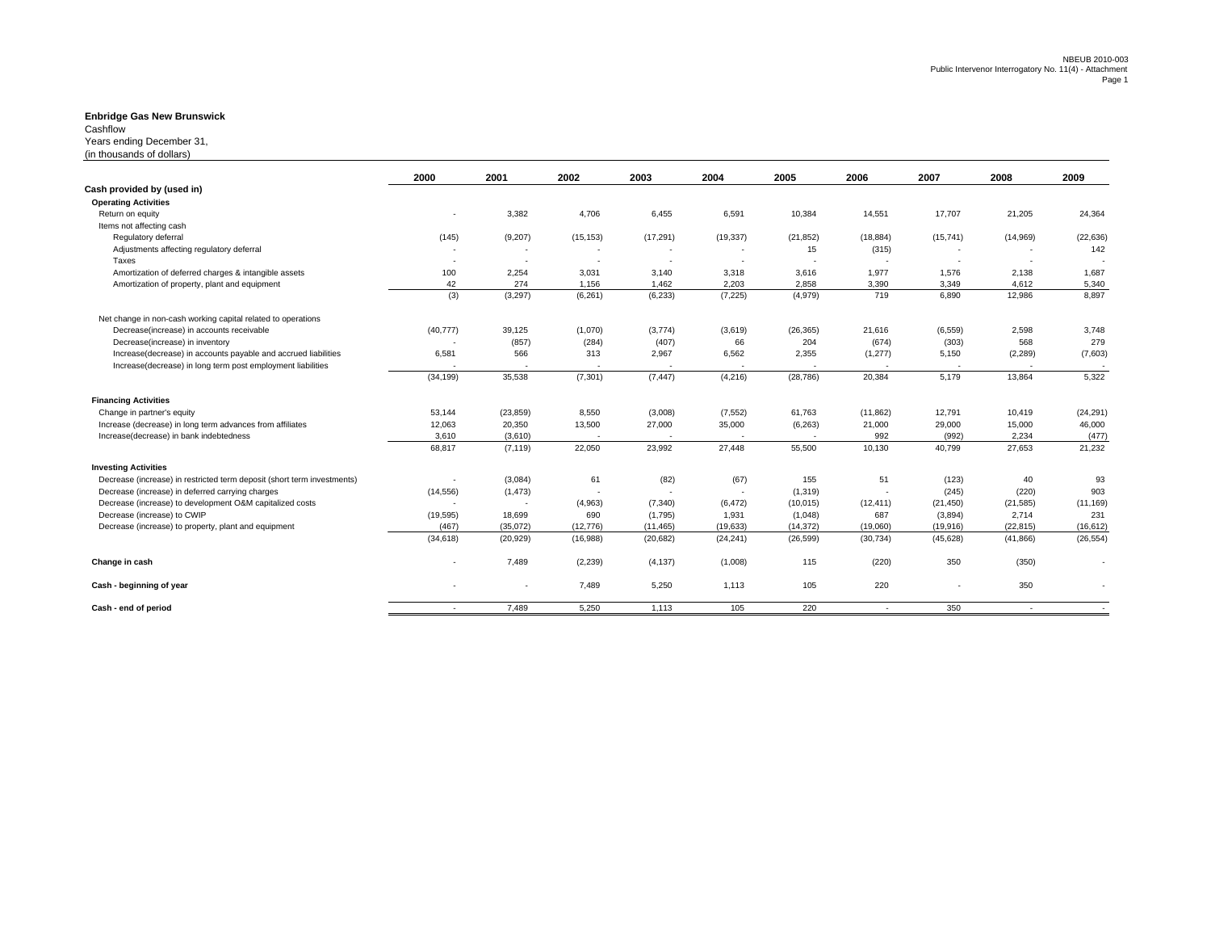NBEUB 2010-003
Public Intervenor Interrogatory No. 11(4) - Attachment

**Enbridge Gas New Brunswick**
Cashflow
Years ending December 31,
(in thousands of dollars)

| | 2000 | 2001 | 2002 | 2003 | 2004 | 2005 | 2006 | 2007 | 2008 | 2009 |
|---|---|---|---|---|---|---|---|---|---|---|
| **Cash provided by (used in)** | | | | | | | | | | |
| **Operating Activities** | | | | | | | | | | |
| Return on equity | - | 3,382 | 4,706 | 6,455 | 6,591 | 10,384 | 14,551 | 17,707 | 21,205 | 24,364 |
| Items not affecting cash | | | | | | | | | | |
| Regulatory deferral | (145) | (9,207) | (15,153) | (17,291) | (19,337) | (21,852) | (18,884) | (15,741) | (14,969) | (22,636) |
| Adjustments affecting regulatory deferral | - | - | - | - | - | 15 | (315) | - | - | 142 |
| Taxes | - | - | - | - | - | - | - | - | - | - |
| Amortization of deferred charges & intangible assets | 100 | 2,254 | 3,031 | 3,140 | 3,318 | 3,616 | 1,977 | 1,576 | 2,138 | 1,687 |
| Amortization of property, plant and equipment | 42 | 274 | 1,156 | 1,462 | 2,203 | 2,858 | 3,390 | 3,349 | 4,612 | 5,340 |
| | (3) | (3,297) | (6,261) | (6,233) | (7,225) | (4,979) | 719 | 6,890 | 12,986 | 8,897 |
| Net change in non-cash working capital related to operations | | | | | | | | | | |
| Decrease(increase) in accounts receivable | (40,777) | 39,125 | (1,070) | (3,774) | (3,619) | (26,365) | 21,616 | (6,559) | 2,598 | 3,748 |
| Decrease(increase) in inventory | - | (857) | (284) | (407) | 66 | 204 | (674) | (303) | 568 | 279 |
| Increase(decrease) in accounts payable and accrued liabilities | 6,581 | 566 | 313 | 2,967 | 6,562 | 2,355 | (1,277) | 5,150 | (2,289) | (7,603) |
| Increase(decrease) in long term post employment liabilities | - | - | - | - | - | - | - | - | - | - |
| | (34,199) | 35,538 | (7,301) | (7,447) | (4,216) | (28,786) | 20,384 | 5,179 | 13,864 | 5,322 |
| **Financing Activities** | | | | | | | | | | |
| Change in partner's equity | 53,144 | (23,859) | 8,550 | (3,008) | (7,552) | 61,763 | (11,862) | 12,791 | 10,419 | (24,291) |
| Increase (decrease) in long term advances from affiliates | 12,063 | 20,350 | 13,500 | 27,000 | 35,000 | (6,263) | 21,000 | 29,000 | 15,000 | 46,000 |
| Increase(decrease) in bank indebtedness | 3,610 | (3,610) | - | - | - | - | 992 | (992) | 2,234 | (477) |
| | 68,817 | (7,119) | 22,050 | 23,992 | 27,448 | 55,500 | 10,130 | 40,799 | 27,653 | 21,232 |
| **Investing Activities** | | | | | | | | | | |
| Decrease (increase) in restricted term deposit (short term investments) | - | (3,084) | 61 | (82) | (67) | 155 | 51 | (123) | 40 | 93 |
| Decrease (increase) in deferred carrying charges | (14,556) | (1,473) | - | - | - | (1,319) | - | (245) | (220) | 903 |
| Decrease (increase) to development O&M capitalized costs | - | - | (4,963) | (7,340) | (6,472) | (10,015) | (12,411) | (21,450) | (21,585) | (11,169) |
| Decrease (increase) to CWIP | (19,595) | 18,699 | 690 | (1,795) | 1,931 | (1,048) | 687 | (3,894) | 2,714 | 231 |
| Decrease (increase) to property, plant and equipment | (467) | (35,072) | (12,776) | (11,465) | (19,633) | (14,372) | (19,060) | (19,916) | (22,815) | (16,612) |
| | (34,618) | (20,929) | (16,988) | (20,682) | (24,241) | (26,599) | (30,734) | (45,628) | (41,866) | (26,554) |
| **Change in cash** | - | 7,489 | (2,239) | (4,137) | (1,008) | 115 | (220) | 350 | (350) | - |
| **Cash - beginning of year** | - | - | 7,489 | 5,250 | 1,113 | 105 | 220 | - | 350 | - |
| **Cash - end of period** | - | 7,489 | 5,250 | 1,113 | 105 | 220 | - | 350 | - | - |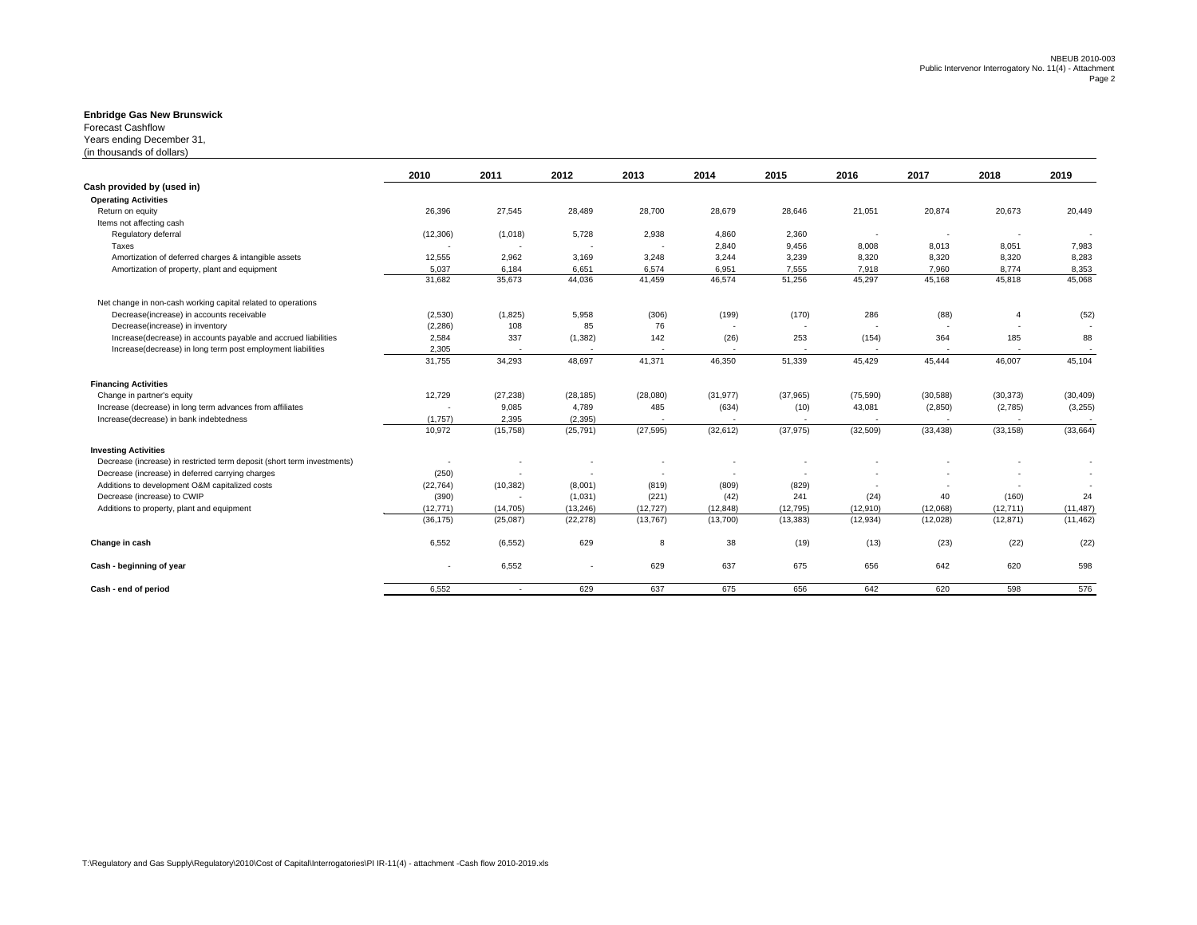**Enbridge Gas New Brunswick**
Forecast Cashflow
Years ending December 31,
(in thousands of dollars)

| | 2010 | 2011 | 2012 | 2013 | 2014 | 2015 | 2016 | 2017 | 2018 | 2019 |
|---|---|---|---|---|---|---|---|---|---|---|
| **Cash provided by (used in)** | | | | | | | | | | |
| **Operating Activities** | | | | | | | | | | |
| Return on equity | 26,396 | 27,545 | 28,489 | 28,700 | 28,679 | 28,646 | 21,051 | 20,874 | 20,673 | 20,449 |
| Items not affecting cash | | | | | | | | | | |
| Regulatory deferral | (12,306) | (1,018) | 5,728 | 2,938 | 4,860 | 2,360 | - | - | - | - |
| Taxes | - | - | - | - | 2,840 | 9,456 | 8,008 | 8,013 | 8,051 | 7,983 |
| Amortization of deferred charges & intangible assets | 12,555 | 2,962 | 3,169 | 3,248 | 3,244 | 3,239 | 8,320 | 8,320 | 8,320 | 8,283 |
| Amortization of property, plant and equipment | 5,037 | 6,184 | 6,651 | 6,574 | 6,951 | 7,555 | 7,918 | 7,960 | 8,774 | 8,353 |
| | 31,682 | 35,673 | 44,036 | 41,459 | 46,574 | 51,256 | 45,297 | 45,168 | 45,818 | 45,068 |
| Net change in non-cash working capital related to operations | | | | | | | | | | |
| Decrease(increase) in accounts receivable | (2,530) | (1,825) | 5,958 | (306) | (199) | (170) | 286 | (88) | 4 | (52) |
| Decrease(increase) in inventory | (2,286) | 108 | 85 | 76 | - | - | - | - | - | - |
| Increase(decrease) in accounts payable and accrued liabilities | 2,584 | 337 | (1,382) | 142 | (26) | 253 | (154) | 364 | 185 | 88 |
| Increase(decrease) in long term post employment liabilities | 2,305 | - | - | - | - | - | - | - | - | - |
| | 31,755 | 34,293 | 48,697 | 41,371 | 46,350 | 51,339 | 45,429 | 45,444 | 46,007 | 45,104 |
| **Financing Activities** | | | | | | | | | | |
| Change in partner's equity | 12,729 | (27,238) | (28,185) | (28,080) | (31,977) | (37,965) | (75,590) | (30,588) | (30,373) | (30,409) |
| Increase (decrease) in long term advances from affiliates | - | 9,085 | 4,789 | 485 | (634) | (10) | 43,081 | (2,850) | (2,785) | (3,255) |
| Increase(decrease) in bank indebtedness | (1,757) | 2,395 | (2,395) | - | - | - | - | - | - | - |
| | 10,972 | (15,758) | (25,791) | (27,595) | (32,612) | (37,975) | (32,509) | (33,438) | (33,158) | (33,664) |
| **Investing Activities** | | | | | | | | | | |
| Decrease (increase) in restricted term deposit (short term investments) | - | - | - | - | - | - | - | - | - | - |
| Decrease (increase) in deferred carrying charges | (250) | - | - | - | - | - | - | - | - | - |
| Additions to development O&M capitalized costs | (22,764) | (10,382) | (8,001) | (819) | (809) | (829) | - | - | - | - |
| Decrease (increase) to CWIP | (390) | - | (1,031) | (221) | (42) | 241 | (24) | 40 | (160) | 24 |
| Additions to property, plant and equipment | (12,771) | (14,705) | (13,246) | (12,727) | (12,848) | (12,795) | (12,910) | (12,068) | (12,711) | (11,487) |
| | (36,175) | (25,087) | (22,278) | (13,767) | (13,700) | (13,383) | (12,934) | (12,028) | (12,871) | (11,462) |
| **Change in cash** | 6,552 | (6,552) | 629 | 8 | 38 | (19) | (13) | (23) | (22) | (22) |
| **Cash - beginning of year** | - | 6,552 | - | 629 | 637 | 675 | 656 | 642 | 620 | 598 |
| **Cash - end of period** | 6,552 | - | 629 | 637 | 675 | 656 | 642 | 620 | 598 | 576 |

T:\Regulatory and Gas Supply\Regulatory\2010\Cost of Capital\Interrogatories\PI IR-11(4) - attachment -Cash flow 2010-2019.xls